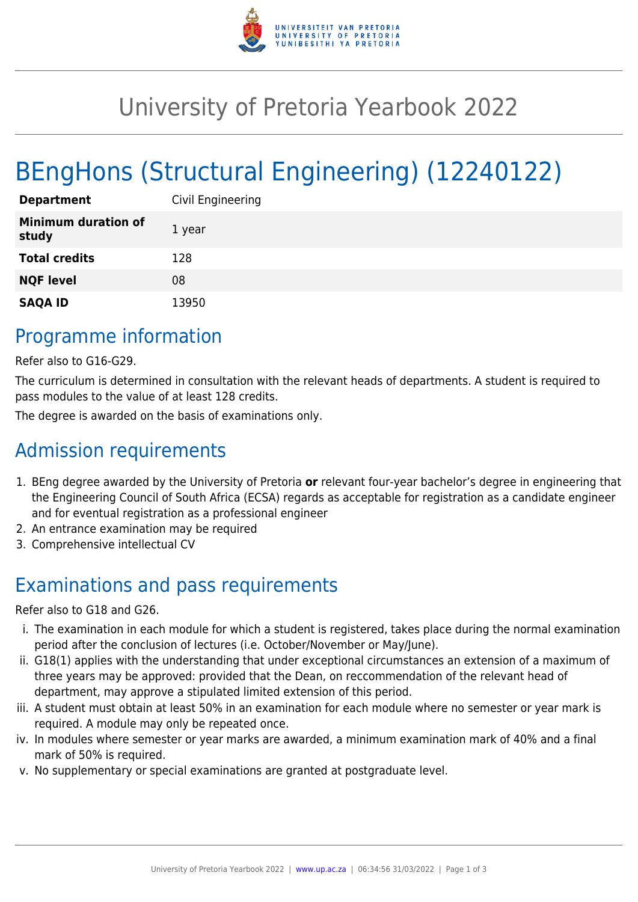# University of Pretoria Yearbook 2022

# BEngHons (Structural Engineering) (12240122)

| **Department** | Civil Engineering |
|---|---|
| **Minimum duration of study** | 1 year |
| **Total credits** | 128 |
| **NQF level** | 08 |
| **SAQA ID** | 13950 |

## Programme information

Refer also to G16-G29.

The curriculum is determined in consultation with the relevant heads of departments. A student is required to pass modules to the value of at least 128 credits.

The degree is awarded on the basis of examinations only.

## Admission requirements

1. BEng degree awarded by the University of Pretoria **or** relevant four-year bachelor's degree in engineering that the Engineering Council of South Africa (ECSA) regards as acceptable for registration as a candidate engineer and for eventual registration as a professional engineer
2. An entrance examination may be required
3. Comprehensive intellectual CV

## Examinations and pass requirements

Refer also to G18 and G26.

i. The examination in each module for which a student is registered, takes place during the normal examination period after the conclusion of lectures (i.e. October/November or May/June).
ii. G18(1) applies with the understanding that under exceptional circumstances an extension of a maximum of three years may be approved: provided that the Dean, on reccommendation of the relevant head of department, may approve a stipulated limited extension of this period.
iii. A student must obtain at least 50% in an examination for each module where no semester or year mark is required. A module may only be repeated once.
iv. In modules where semester or year marks are awarded, a minimum examination mark of 40% and a final mark of 50% is required.
v. No supplementary or special examinations are granted at postgraduate level.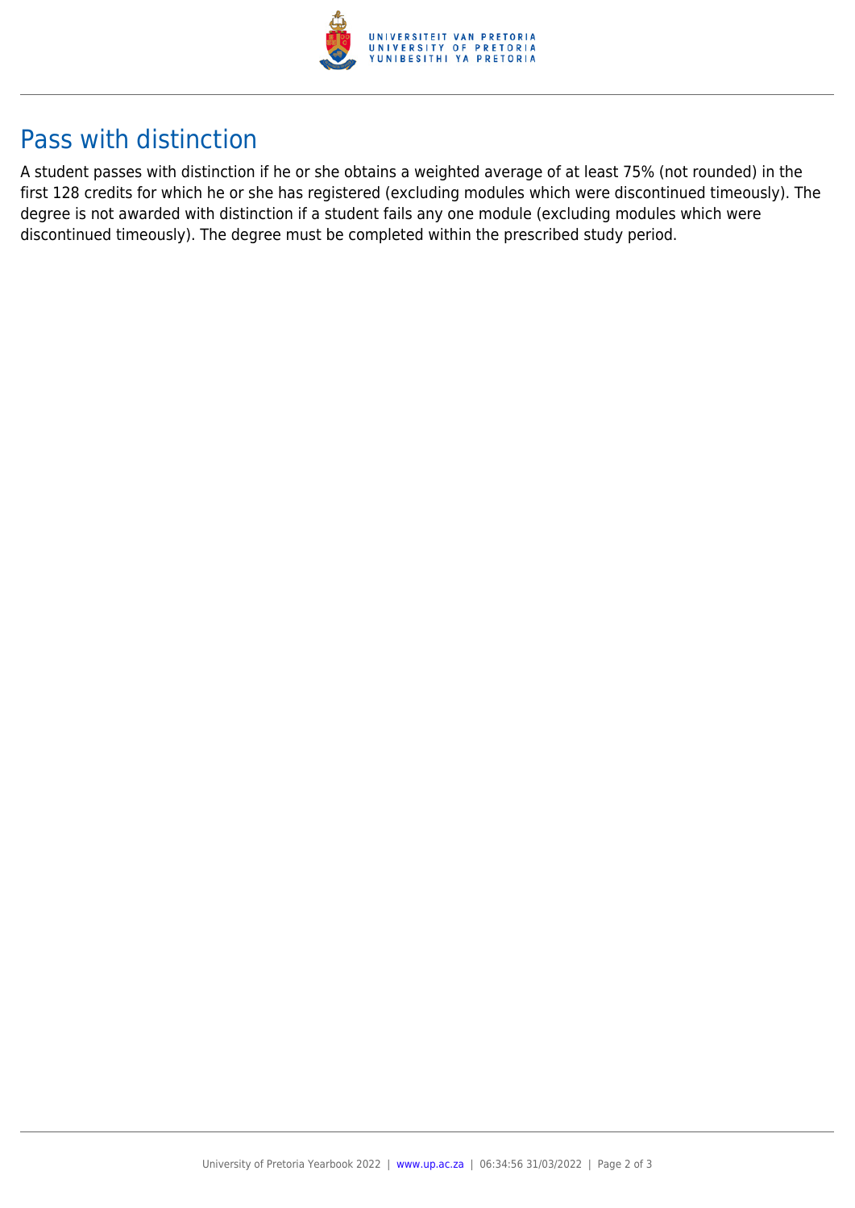## Pass with distinction

A student passes with distinction if he or she obtains a weighted average of at least 75% (not rounded) in the first 128 credits for which he or she has registered (excluding modules which were discontinued timeously). The degree is not awarded with distinction if a student fails any one module (excluding modules which were discontinued timeously). The degree must be completed within the prescribed study period.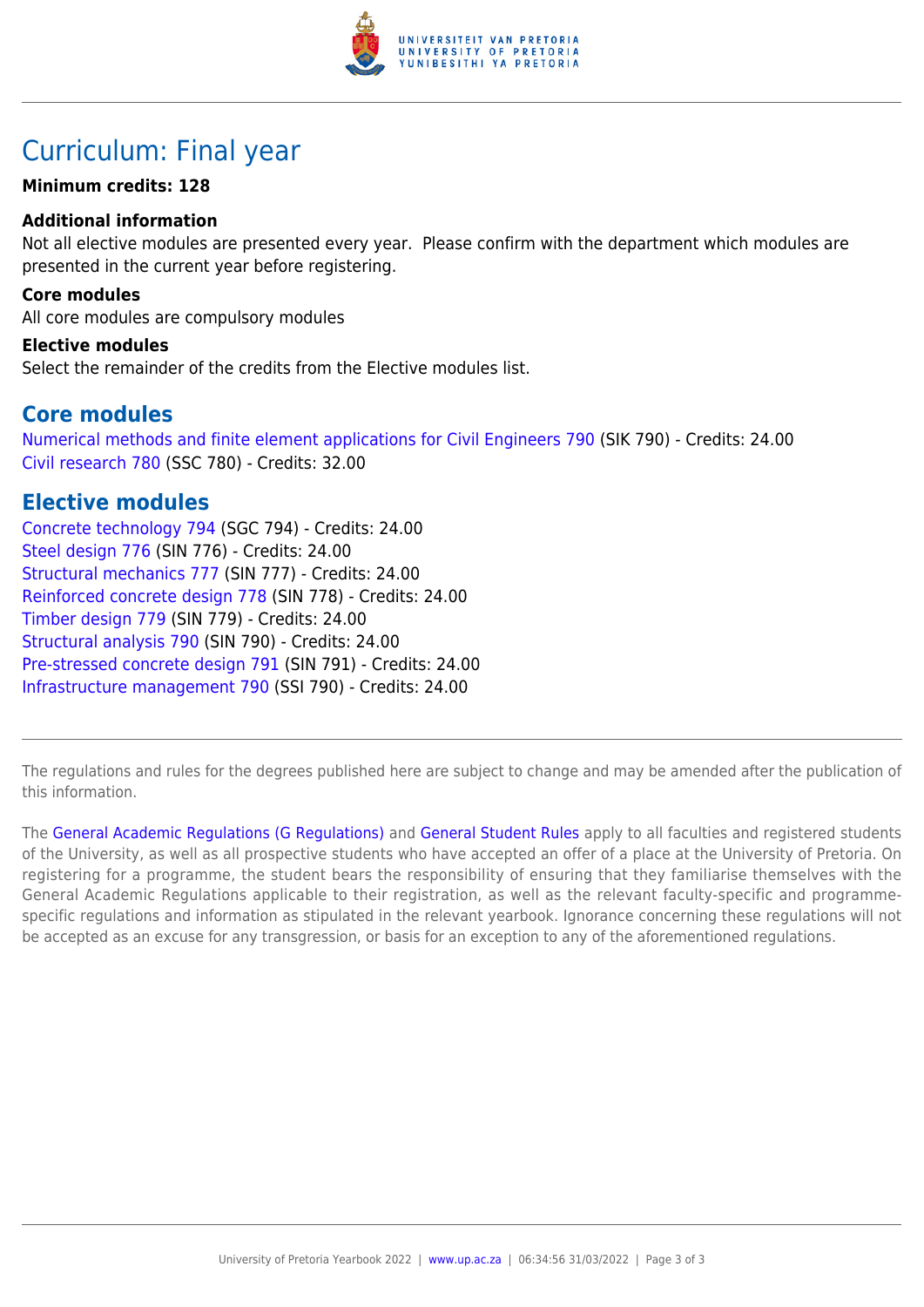# Curriculum: Final year

**Minimum credits: 128**

**Additional information**

Not all elective modules are presented every year. Please confirm with the department which modules are presented in the current year before registering.

**Core modules**

All core modules are compulsory modules

**Elective modules**

Select the remainder of the credits from the Elective modules list.

## Core modules

Numerical methods and finite element applications for Civil Engineers 790 (SIK 790) - Credits: 24.00
Civil research 780 (SSC 780) - Credits: 32.00

## Elective modules

Concrete technology 794 (SGC 794) - Credits: 24.00
Steel design 776 (SIN 776) - Credits: 24.00
Structural mechanics 777 (SIN 777) - Credits: 24.00
Reinforced concrete design 778 (SIN 778) - Credits: 24.00
Timber design 779 (SIN 779) - Credits: 24.00
Structural analysis 790 (SIN 790) - Credits: 24.00
Pre-stressed concrete design 791 (SIN 791) - Credits: 24.00
Infrastructure management 790 (SSI 790) - Credits: 24.00

---

The regulations and rules for the degrees published here are subject to change and may be amended after the publication of this information.

The General Academic Regulations (G Regulations) and General Student Rules apply to all faculties and registered students of the University, as well as all prospective students who have accepted an offer of a place at the University of Pretoria. On registering for a programme, the student bears the responsibility of ensuring that they familiarise themselves with the General Academic Regulations applicable to their registration, as well as the relevant faculty-specific and programme-specific regulations and information as stipulated in the relevant yearbook. Ignorance concerning these regulations will not be accepted as an excuse for any transgression, or basis for an exception to any of the aforementioned regulations.